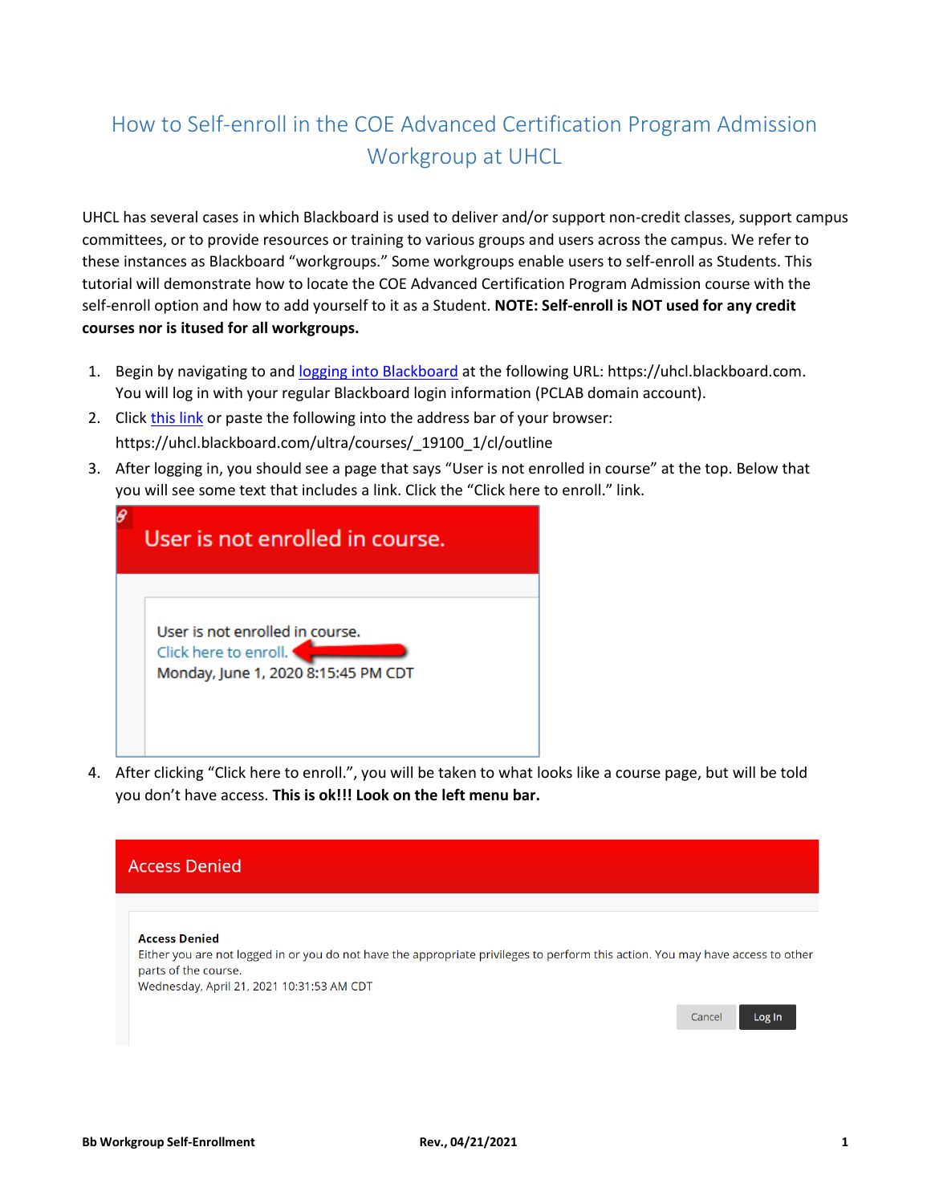# How to Self-enroll in the COE Advanced Certification Program Admission Workgroup at UHCL

UHCL has several cases in which Blackboard is used to deliver and/or support non-credit classes, support campus committees, or to provide resources or training to various groups and users across the campus. We refer to these instances as Blackboard "workgroups." Some workgroups enable users to self-enroll as Students. This tutorial will demonstrate how to locate the COE Advanced Certification Program Admission course with the self-enroll option and how to add yourself to it as a Student. **NOTE: Self-enroll is NOT used for any credit courses nor is itused for all workgroups.**

1. Begin by navigating to and [logging into Blackboard](https://uhcl.blackboard.com) at the following URL: https://uhcl.blackboard.com. You will log in with your regular Blackboard login information (PCLAB domain account).
2. Click [this link](https://uhcl.blackboard.com/ultra/courses/_19100_1/cl/outline) or paste the following into the address bar of your browser: https://uhcl.blackboard.com/ultra/courses/_19100_1/cl/outline
3. After logging in, you should see a page that says "User is not enrolled in course" at the top. Below that you will see some text that includes a link. Click the "Click here to enroll." link.

   User is not enrolled in course.

   User is not enrolled in course.
   Click here to enroll.
   Monday, June 1, 2020 8:15:45 PM CDT

4. After clicking "Click here to enroll.", you will be taken to what looks like a course page, but will be told you don't have access. **This is ok!!! Look on the left menu bar.**

   Access Denied

   **Access Denied**
   Either you are not logged in or you do not have the appropriate privileges to perform this action. You may have access to other parts of the course.
   Wednesday, April 21, 2021 10:31:53 AM CDT

   Cancel | Log In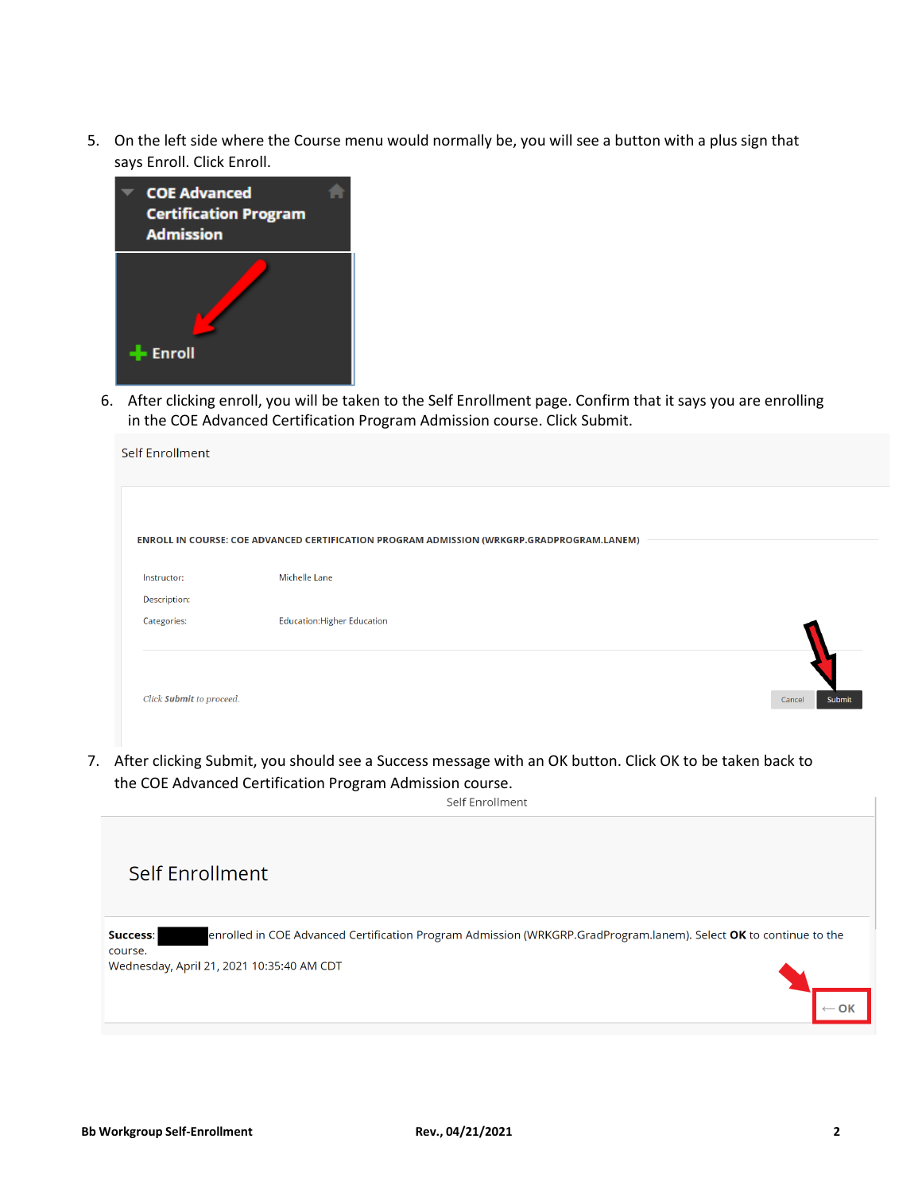5. On the left side where the Course menu would normally be, you will see a button with a plus sign that says Enroll. Click Enroll.

COE Advanced Certification Program Admission

Enroll

6. After clicking enroll, you will be taken to the Self Enrollment page. Confirm that it says you are enrolling in the COE Advanced Certification Program Admission course. Click Submit.

Self Enrollment

ENROLL IN COURSE: COE ADVANCED CERTIFICATION PROGRAM ADMISSION (WRKGRP.GRADPROGRAM.LANEM)

Instructor: Michelle Lane

Description:

Categories: Education:Higher Education

*Click **Submit** to proceed.*

Cancel Submit

7. After clicking Submit, you should see a Success message with an OK button. Click OK to be taken back to the COE Advanced Certification Program Admission course.

Self Enrollment

Self Enrollment

**Success**: enrolled in COE Advanced Certification Program Admission (WRKGRP.GradProgram.lanem). Select **OK** to continue to the course.
Wednesday, April 21, 2021 10:35:40 AM CDT

← OK